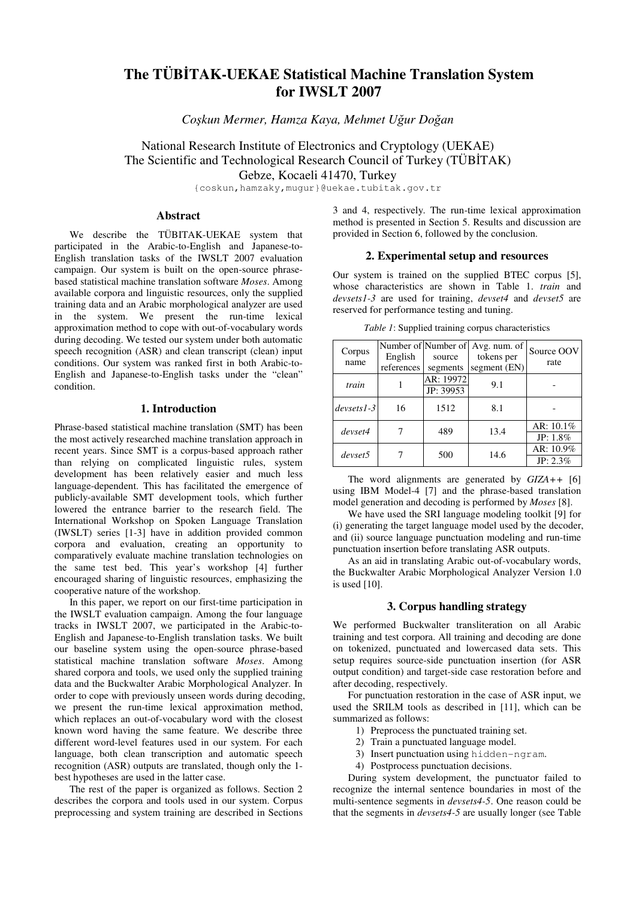# The TÜBİTAK-UEKAE Statistical Machine Translation System for IWSLT 2007

*Coşkun Mermer, Hamza Kaya, Mehmet Uğur Doğan*

National Research Institute of Electronics and Cryptology (UEKAE)
The Scientific and Technological Research Council of Turkey (TÜBİTAK)
Gebze, Kocaeli 41470, Turkey

{coskun,hamzaky,mugur}@uekae.tubitak.gov.tr

## Abstract

We describe the TÜBİTAK-UEKAE system that participated in the Arabic-to-English and Japanese-to-English translation tasks of the IWSLT 2007 evaluation campaign. Our system is built on the open-source phrase-based statistical machine translation software *Moses*. Among available corpora and linguistic resources, only the supplied training data and an Arabic morphological analyzer are used in the system. We present the run-time lexical approximation method to cope with out-of-vocabulary words during decoding. We tested our system under both automatic speech recognition (ASR) and clean transcript (clean) input conditions. Our system was ranked first in both Arabic-to-English and Japanese-to-English tasks under the "clean" condition.

## 1. Introduction

Phrase-based statistical machine translation (SMT) has been the most actively researched machine translation approach in recent years. Since SMT is a corpus-based approach rather than relying on complicated linguistic rules, system development has been relatively easier and much less language-dependent. This has facilitated the emergence of publicly-available SMT development tools, which further lowered the entrance barrier to the research field. The International Workshop on Spoken Language Translation (IWSLT) series [1-3] have in addition provided common corpora and evaluation, creating an opportunity to comparatively evaluate machine translation technologies on the same test bed. This year's workshop [4] further encouraged sharing of linguistic resources, emphasizing the cooperative nature of the workshop.

In this paper, we report on our first-time participation in the IWSLT evaluation campaign. Among the four language tracks in IWSLT 2007, we participated in the Arabic-to-English and Japanese-to-English translation tasks. We built our baseline system using the open-source phrase-based statistical machine translation software *Moses*. Among shared corpora and tools, we used only the supplied training data and the Buckwalter Arabic Morphological Analyzer. In order to cope with previously unseen words during decoding, we present the run-time lexical approximation method, which replaces an out-of-vocabulary word with the closest known word having the same feature. We describe three different word-level features used in our system. For each language, both clean transcription and automatic speech recognition (ASR) outputs are translated, though only the 1-best hypotheses are used in the latter case.

The rest of the paper is organized as follows. Section 2 describes the corpora and tools used in our system. Corpus preprocessing and system training are described in Sections 3 and 4, respectively. The run-time lexical approximation method is presented in Section 5. Results and discussion are provided in Section 6, followed by the conclusion.

## 2. Experimental setup and resources

Our system is trained on the supplied BTEC corpus [5], whose characteristics are shown in Table 1. *train* and *devsets1-3* are used for training, *devset4* and *devset5* are reserved for performance testing and tuning.

*Table 1*: Supplied training corpus characteristics

| Corpus name | Number of English references | Number of source segments | Avg. num. of tokens per segment (EN) | Source OOV rate |
|---|---|---|---|---|
| *train* | 1 | AR: 19972<br>JP: 39953 | 9.1 | - |
| *devsets1-3* | 16 | 1512 | 8.1 | - |
| *devset4* | 7 | 489 | 13.4 | AR: 10.1%<br>JP: 1.8% |
| *devset5* | 7 | 500 | 14.6 | AR: 10.9%<br>JP: 2.3% |

The word alignments are generated by *GIZA++* [6] using IBM Model-4 [7] and the phrase-based translation model generation and decoding is performed by *Moses* [8].

We have used the SRI language modeling toolkit [9] for (i) generating the target language model used by the decoder, and (ii) source language punctuation modeling and run-time punctuation insertion before translating ASR outputs.

As an aid in translating Arabic out-of-vocabulary words, the Buckwalter Arabic Morphological Analyzer Version 1.0 is used [10].

## 3. Corpus handling strategy

We performed Buckwalter transliteration on all Arabic training and test corpora. All training and decoding are done on tokenized, punctuated and lowercased data sets. This setup requires source-side punctuation insertion (for ASR output condition) and target-side case restoration before and after decoding, respectively.

For punctuation restoration in the case of ASR input, we used the SRILM tools as described in [11], which can be summarized as follows:

1) Preprocess the punctuated training set.
2) Train a punctuated language model.
3) Insert punctuation using `hidden-ngram`.
4) Postprocess punctuation decisions.

During system development, the punctuator failed to recognize the internal sentence boundaries in most of the multi-sentence segments in *devsets4-5*. One reason could be that the segments in *devsets4-5* are usually longer (see Table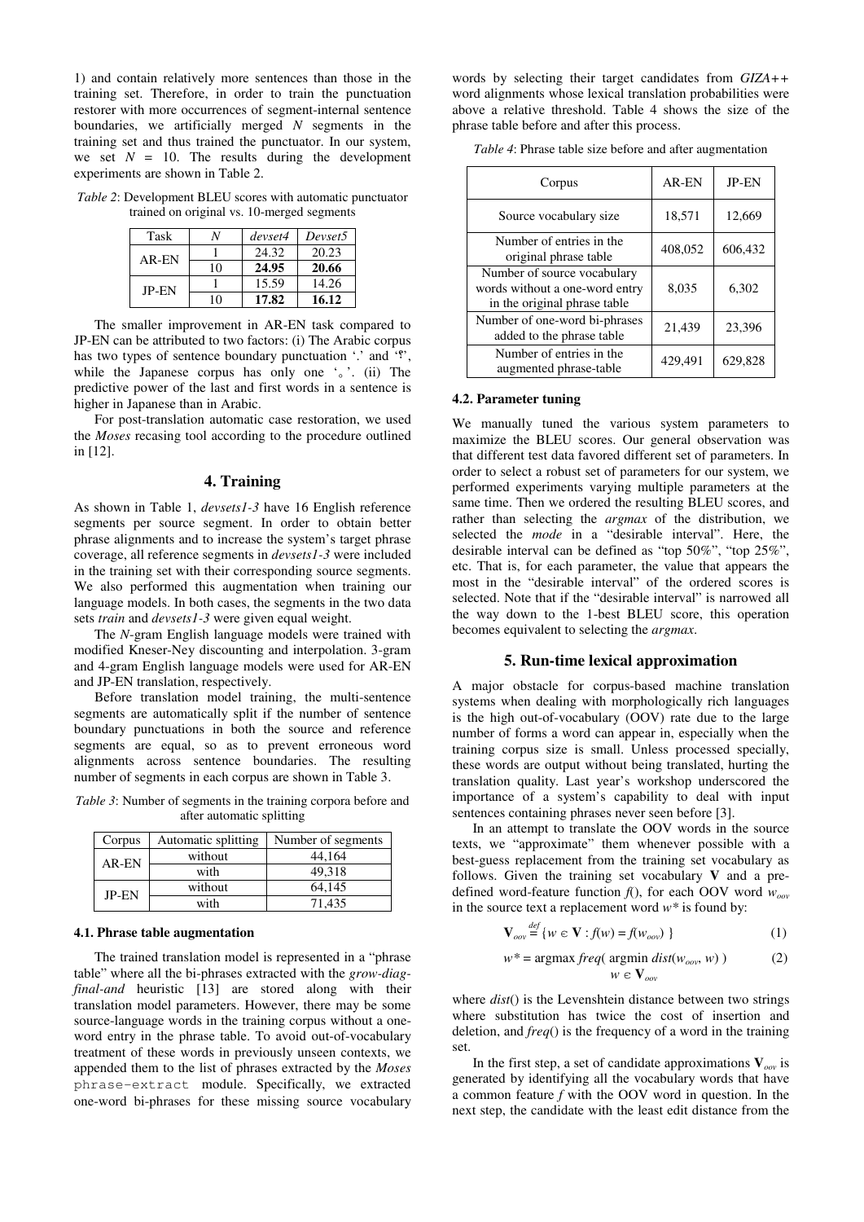1) and contain relatively more sentences than those in the training set. Therefore, in order to train the punctuation restorer with more occurrences of segment-internal sentence boundaries, we artificially merged $N$ segments in the training set and thus trained the punctuator. In our system, we set $N = 10$. The results during the development experiments are shown in Table 2.

*Table 2*: Development BLEU scores with automatic punctuator trained on original vs. 10-merged segments

| Task | $N$ | *devset4* | *Devset5* |
|---|---|---|---|
| AR-EN | 1 | 24.32 | 20.23 |
| | 10 | **24.95** | **20.66** |
| JP-EN | 1 | 15.59 | 14.26 |
| | 10 | **17.82** | **16.12** |

The smaller improvement in AR-EN task compared to JP-EN can be attributed to two factors: (i) The Arabic corpus has two types of sentence boundary punctuation '.' and '؟', while the Japanese corpus has only one '。'. (ii) The predictive power of the last and first words in a sentence is higher in Japanese than in Arabic.

For post-translation automatic case restoration, we used the *Moses* recasing tool according to the procedure outlined in [12].

## 4. Training

As shown in Table 1, *devsets1-3* have 16 English reference segments per source segment. In order to obtain better phrase alignments and to increase the system's target phrase coverage, all reference segments in *devsets1-3* were included in the training set with their corresponding source segments. We also performed this augmentation when training our language models. In both cases, the segments in the two data sets *train* and *devsets1-3* were given equal weight.

The $N$-gram English language models were trained with modified Kneser-Ney discounting and interpolation. 3-gram and 4-gram English language models were used for AR-EN and JP-EN translation, respectively.

Before translation model training, the multi-sentence segments are automatically split if the number of sentence boundary punctuations in both the source and reference segments are equal, so as to prevent erroneous word alignments across sentence boundaries. The resulting number of segments in each corpus are shown in Table 3.

*Table 3*: Number of segments in the training corpora before and after automatic splitting

| Corpus | Automatic splitting | Number of segments |
|---|---|---|
| AR-EN | without | 44,164 |
| | with | 49,318 |
| JP-EN | without | 64,145 |
| | with | 71,435 |

### 4.1. Phrase table augmentation

The trained translation model is represented in a "phrase table" where all the bi-phrases extracted with the *grow-diag-final-and* heuristic [13] are stored along with their translation model parameters. However, there may be some source-language words in the training corpus without a one-word entry in the phrase table. To avoid out-of-vocabulary treatment of these words in previously unseen contexts, we appended them to the list of phrases extracted by the *Moses* `phrase-extract` module. Specifically, we extracted one-word bi-phrases for these missing source vocabulary words by selecting their target candidates from *GIZA++* word alignments whose lexical translation probabilities were above a relative threshold. Table 4 shows the size of the phrase table before and after this process.

*Table 4*: Phrase table size before and after augmentation

| Corpus | AR-EN | JP-EN |
|---|---|---|
| Source vocabulary size | 18,571 | 12,669 |
| Number of entries in the original phrase table | 408,052 | 606,432 |
| Number of source vocabulary words without a one-word entry in the original phrase table | 8,035 | 6,302 |
| Number of one-word bi-phrases added to the phrase table | 21,439 | 23,396 |
| Number of entries in the augmented phrase-table | 429,491 | 629,828 |

### 4.2. Parameter tuning

We manually tuned the various system parameters to maximize the BLEU scores. Our general observation was that different test data favored different set of parameters. In order to select a robust set of parameters for our system, we performed experiments varying multiple parameters at the same time. Then we ordered the resulting BLEU scores, and rather than selecting the *argmax* of the distribution, we selected the *mode* in a "desirable interval". Here, the desirable interval can be defined as "top 50%", "top 25%", etc. That is, for each parameter, the value that appears the most in the "desirable interval" of the ordered scores is selected. Note that if the "desirable interval" is narrowed all the way down to the 1-best BLEU score, this operation becomes equivalent to selecting the *argmax*.

## 5. Run-time lexical approximation

A major obstacle for corpus-based machine translation systems when dealing with morphologically rich languages is the high out-of-vocabulary (OOV) rate due to the large number of forms a word can appear in, especially when the training corpus size is small. Unless processed specially, these words are output without being translated, hurting the translation quality. Last year's workshop underscored the importance of a system's capability to deal with input sentences containing phrases never seen before [3].

In an attempt to translate the OOV words in the source texts, we "approximate" them whenever possible with a best-guess replacement from the training set vocabulary as follows. Given the training set vocabulary $\mathbf{V}$ and a pre-defined word-feature function $f()$, for each OOV word $w_{oov}$ in the source text a replacement word $w^*$ is found by:

$$\mathbf{V}_{oov} \stackrel{def}{=} \{ w \in \mathbf{V} : f(w) = f(w_{oov}) \} \tag{1}$$

$$w^* = \underset{w \in \mathbf{V}_{oov}}{\operatorname{argmax}}\, freq( \operatorname{argmin}\, dist(w_{oov}, w) ) \tag{2}$$

where $dist()$ is the Levenshtein distance between two strings where substitution has twice the cost of insertion and deletion, and $freq()$ is the frequency of a word in the training set.

In the first step, a set of candidate approximations $\mathbf{V}_{oov}$ is generated by identifying all the vocabulary words that have a common feature $f$ with the OOV word in question. In the next step, the candidate with the least edit distance from the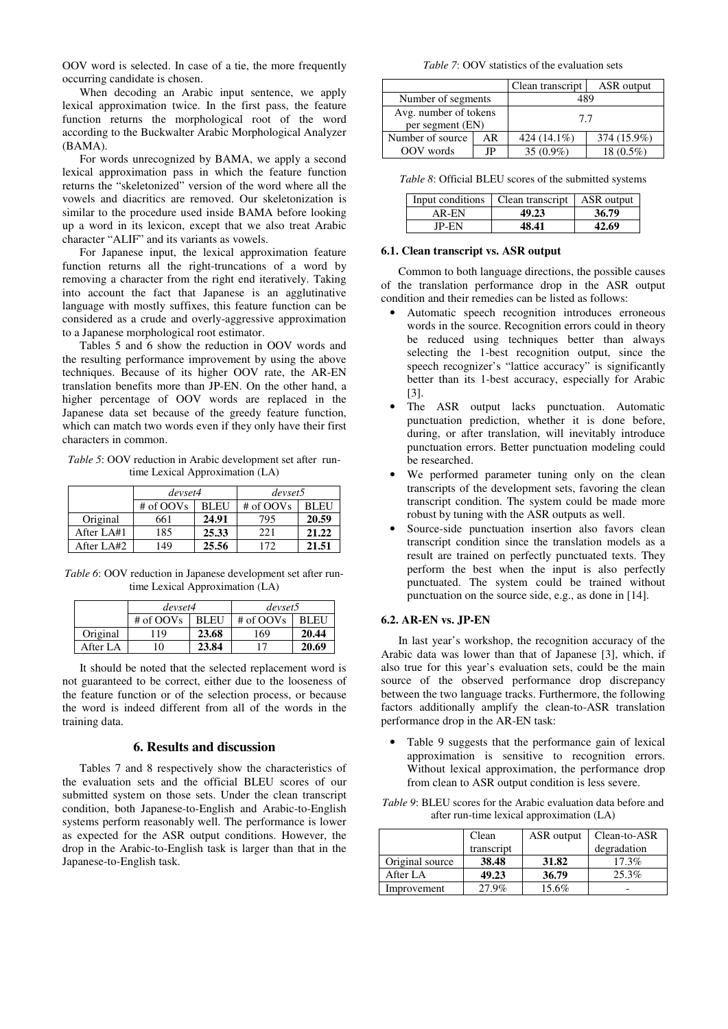OOV word is selected. In case of a tie, the more frequently occurring candidate is chosen.

When decoding an Arabic input sentence, we apply lexical approximation twice. In the first pass, the feature function returns the morphological root of the word according to the Buckwalter Arabic Morphological Analyzer (BAMA).

For words unrecognized by BAMA, we apply a second lexical approximation pass in which the feature function returns the "skeletonized" version of the word where all the vowels and diacritics are removed. Our skeletonization is similar to the procedure used inside BAMA before looking up a word in its lexicon, except that we also treat Arabic character "ALIF" and its variants as vowels.

For Japanese input, the lexical approximation feature function returns all the right-truncations of a word by removing a character from the right end iteratively. Taking into account the fact that Japanese is an agglutinative language with mostly suffixes, this feature function can be considered as a crude and overly-aggressive approximation to a Japanese morphological root estimator.

Tables 5 and 6 show the reduction in OOV words and the resulting performance improvement by using the above techniques. Because of its higher OOV rate, the AR-EN translation benefits more than JP-EN. On the other hand, a higher percentage of OOV words are replaced in the Japanese data set because of the greedy feature function, which can match two words even if they only have their first characters in common.

*Table 5*: OOV reduction in Arabic development set after run-time Lexical Approximation (LA)

| | *devset4* | | *devset5* | |
|---|---|---|---|---|
| | # of OOVs | BLEU | # of OOVs | BLEU |
| Original | 661 | **24.91** | 795 | **20.59** |
| After LA#1 | 185 | **25.33** | 221 | **21.22** |
| After LA#2 | 149 | **25.56** | 172 | **21.51** |

*Table 6*: OOV reduction in Japanese development set after run-time Lexical Approximation (LA)

| | *devset4* | | *devset5* | |
|---|---|---|---|---|
| | # of OOVs | BLEU | # of OOVs | BLEU |
| Original | 119 | **23.68** | 169 | **20.44** |
| After LA | 10 | **23.84** | 17 | **20.69** |

It should be noted that the selected replacement word is not guaranteed to be correct, either due to the looseness of the feature function or of the selection process, or because the word is indeed different from all of the words in the training data.

## 6. Results and discussion

Tables 7 and 8 respectively show the characteristics of the evaluation sets and the official BLEU scores of our submitted system on those sets. Under the clean transcript condition, both Japanese-to-English and Arabic-to-English systems perform reasonably well. The performance is lower as expected for the ASR output conditions. However, the drop in the Arabic-to-English task is larger than that in the Japanese-to-English task.

*Table 7*: OOV statistics of the evaluation sets

| | | Clean transcript | ASR output |
|---|---|---|---|
| Number of segments | | 489 | |
| Avg. number of tokens per segment (EN) | | 7.7 | |
| Number of source OOV words | AR | 424 (14.1%) | 374 (15.9%) |
| | JP | 35 (0.9%) | 18 (0.5%) |

*Table 8*: Official BLEU scores of the submitted systems

| Input conditions | Clean transcript | ASR output |
|---|---|---|
| AR-EN | **49.23** | **36.79** |
| JP-EN | **48.41** | **42.69** |

### 6.1. Clean transcript vs. ASR output

Common to both language directions, the possible causes of the translation performance drop in the ASR output condition and their remedies can be listed as follows:

- Automatic speech recognition introduces erroneous words in the source. Recognition errors could in theory be reduced using techniques better than always selecting the 1-best recognition output, since the speech recognizer's "lattice accuracy" is significantly better than its 1-best accuracy, especially for Arabic [3].
- The ASR output lacks punctuation. Automatic punctuation prediction, whether it is done before, during, or after translation, will inevitably introduce punctuation errors. Better punctuation modeling could be researched.
- We performed parameter tuning only on the clean transcripts of the development sets, favoring the clean transcript condition. The system could be made more robust by tuning with the ASR outputs as well.
- Source-side punctuation insertion also favors clean transcript condition since the translation models as a result are trained on perfectly punctuated texts. They perform the best when the input is also perfectly punctuated. The system could be trained without punctuation on the source side, e.g., as done in [14].

### 6.2. AR-EN vs. JP-EN

In last year's workshop, the recognition accuracy of the Arabic data was lower than that of Japanese [3], which, if also true for this year's evaluation sets, could be the main source of the observed performance drop discrepancy between the two language tracks. Furthermore, the following factors additionally amplify the clean-to-ASR translation performance drop in the AR-EN task:

- Table 9 suggests that the performance gain of lexical approximation is sensitive to recognition errors. Without lexical approximation, the performance drop from clean to ASR output condition is less severe.

*Table 9*: BLEU scores for the Arabic evaluation data before and after run-time lexical approximation (LA)

| | Clean transcript | ASR output | Clean-to-ASR degradation |
|---|---|---|---|
| Original source | **38.48** | **31.82** | 17.3% |
| After LA | **49.23** | **36.79** | 25.3% |
| Improvement | 27.9% | 15.6% | - |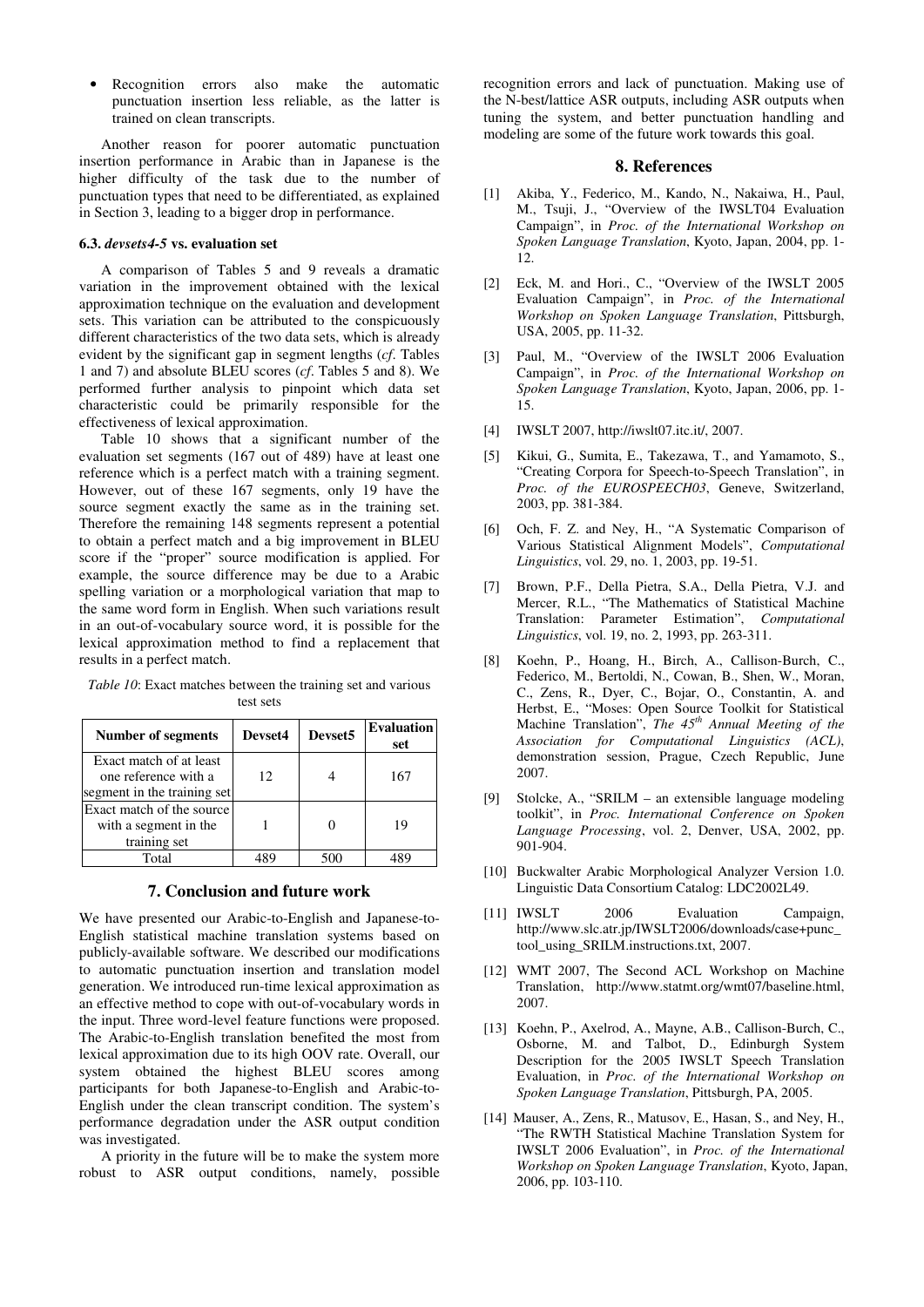- Recognition errors also make the automatic punctuation insertion less reliable, as the latter is trained on clean transcripts.

Another reason for poorer automatic punctuation insertion performance in Arabic than in Japanese is the higher difficulty of the task due to the number of punctuation types that need to be differentiated, as explained in Section 3, leading to a bigger drop in performance.

### 6.3. *devsets4-5* vs. evaluation set

A comparison of Tables 5 and 9 reveals a dramatic variation in the improvement obtained with the lexical approximation technique on the evaluation and development sets. This variation can be attributed to the conspicuously different characteristics of the two data sets, which is already evident by the significant gap in segment lengths (*cf*. Tables 1 and 7) and absolute BLEU scores (*cf*. Tables 5 and 8). We performed further analysis to pinpoint which data set characteristic could be primarily responsible for the effectiveness of lexical approximation.

Table 10 shows that a significant number of the evaluation set segments (167 out of 489) have at least one reference which is a perfect match with a training segment. However, out of these 167 segments, only 19 have the source segment exactly the same as in the training set. Therefore the remaining 148 segments represent a potential to obtain a perfect match and a big improvement in BLEU score if the "proper" source modification is applied. For example, the source difference may be due to a Arabic spelling variation or a morphological variation that map to the same word form in English. When such variations result in an out-of-vocabulary source word, it is possible for the lexical approximation method to find a replacement that results in a perfect match.

*Table 10*: Exact matches between the training set and various test sets

| Number of segments | Devset4 | Devset5 | Evaluation set |
|---|---|---|---|
| Exact match of at least one reference with a segment in the training set | 12 | 4 | 167 |
| Exact match of the source with a segment in the training set | 1 | 0 | 19 |
| Total | 489 | 500 | 489 |

## 7. Conclusion and future work

We have presented our Arabic-to-English and Japanese-to-English statistical machine translation systems based on publicly-available software. We described our modifications to automatic punctuation insertion and translation model generation. We introduced run-time lexical approximation as an effective method to cope with out-of-vocabulary words in the input. Three word-level feature functions were proposed. The Arabic-to-English translation benefited the most from lexical approximation due to its high OOV rate. Overall, our system obtained the highest BLEU scores among participants for both Japanese-to-English and Arabic-to-English under the clean transcript condition. The system's performance degradation under the ASR output condition was investigated.

A priority in the future will be to make the system more robust to ASR output conditions, namely, possible recognition errors and lack of punctuation. Making use of the N-best/lattice ASR outputs, including ASR outputs when tuning the system, and better punctuation handling and modeling are some of the future work towards this goal.

## 8. References

[1] Akiba, Y., Federico, M., Kando, N., Nakaiwa, H., Paul, M., Tsuji, J., "Overview of the IWSLT04 Evaluation Campaign", in *Proc. of the International Workshop on Spoken Language Translation*, Kyoto, Japan, 2004, pp. 1-12.

[2] Eck, M. and Hori., C., "Overview of the IWSLT 2005 Evaluation Campaign", in *Proc. of the International Workshop on Spoken Language Translation*, Pittsburgh, USA, 2005, pp. 11-32.

[3] Paul, M., "Overview of the IWSLT 2006 Evaluation Campaign", in *Proc. of the International Workshop on Spoken Language Translation*, Kyoto, Japan, 2006, pp. 1-15.

[4] IWSLT 2007, http://iwslt07.itc.it/, 2007.

[5] Kikui, G., Sumita, E., Takezawa, T., and Yamamoto, S., "Creating Corpora for Speech-to-Speech Translation", in *Proc. of the EUROSPEECH03*, Geneve, Switzerland, 2003, pp. 381-384.

[6] Och, F. Z. and Ney, H., "A Systematic Comparison of Various Statistical Alignment Models", *Computational Linguistics*, vol. 29, no. 1, 2003, pp. 19-51.

[7] Brown, P.F., Della Pietra, S.A., Della Pietra, V.J. and Mercer, R.L., "The Mathematics of Statistical Machine Translation: Parameter Estimation", *Computational Linguistics*, vol. 19, no. 2, 1993, pp. 263-311.

[8] Koehn, P., Hoang, H., Birch, A., Callison-Burch, C., Federico, M., Bertoldi, N., Cowan, B., Shen, W., Moran, C., Zens, R., Dyer, C., Bojar, O., Constantin, A. and Herbst, E., "Moses: Open Source Toolkit for Statistical Machine Translation", *The 45th Annual Meeting of the Association for Computational Linguistics (ACL)*, demonstration session, Prague, Czech Republic, June 2007.

[9] Stolcke, A., "SRILM – an extensible language modeling toolkit", in *Proc. International Conference on Spoken Language Processing*, vol. 2, Denver, USA, 2002, pp. 901-904.

[10] Buckwalter Arabic Morphological Analyzer Version 1.0. Linguistic Data Consortium Catalog: LDC2002L49.

[11] IWSLT 2006 Evaluation Campaign, http://www.slc.atr.jp/IWSLT2006/downloads/case+punc_tool_using_SRILM.instructions.txt, 2007.

[12] WMT 2007, The Second ACL Workshop on Machine Translation, http://www.statmt.org/wmt07/baseline.html, 2007.

[13] Koehn, P., Axelrod, A., Mayne, A.B., Callison-Burch, C., Osborne, M. and Talbot, D., Edinburgh System Description for the 2005 IWSLT Speech Translation Evaluation, in *Proc. of the International Workshop on Spoken Language Translation*, Pittsburgh, PA, 2005.

[14] Mauser, A., Zens, R., Matusov, E., Hasan, S., and Ney, H., "The RWTH Statistical Machine Translation System for IWSLT 2006 Evaluation", in *Proc. of the International Workshop on Spoken Language Translation*, Kyoto, Japan, 2006, pp. 103-110.